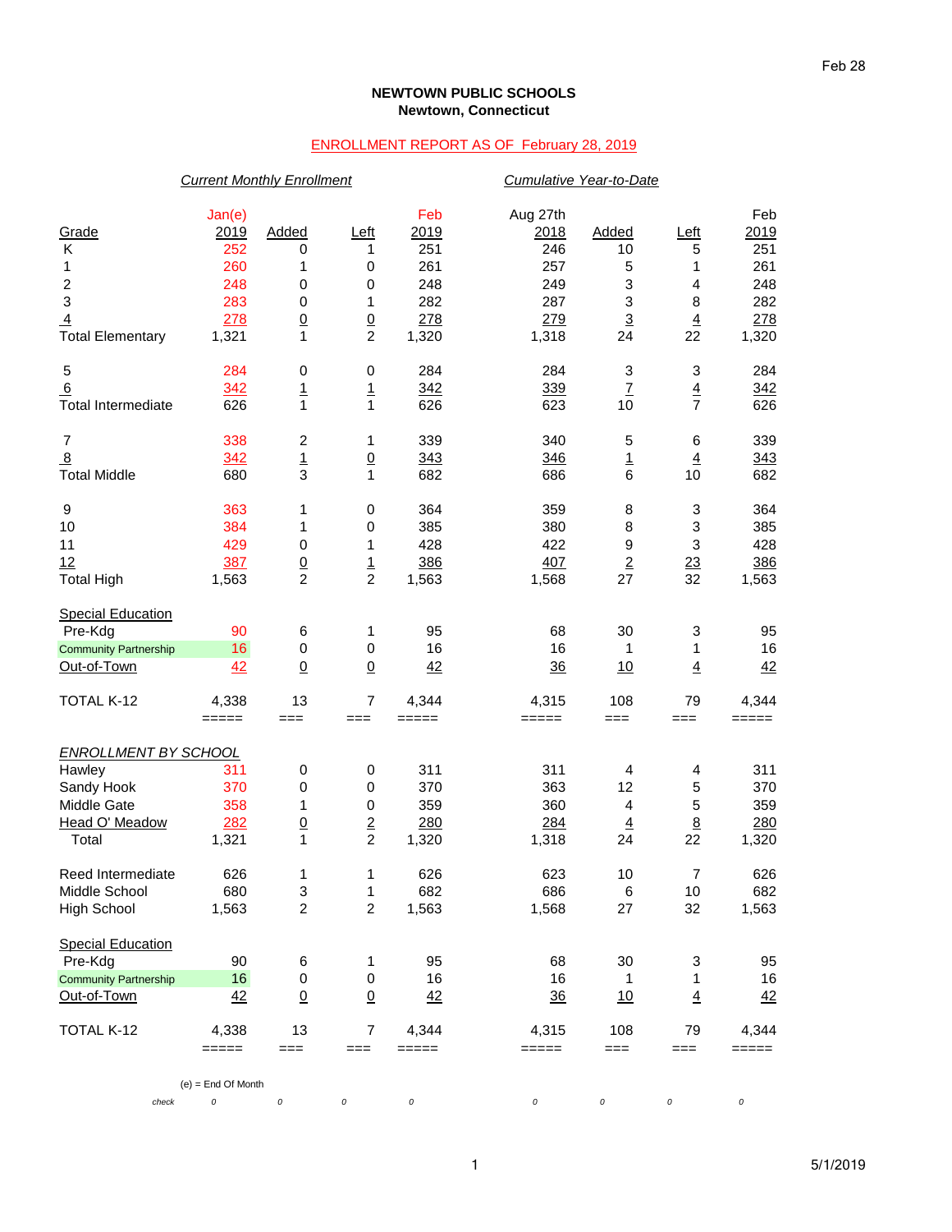Feb 28

**NEWTOWN PUBLIC SCHOOLS**
**Newtown, Connecticut**

ENROLLMENT REPORT AS OF February 28, 2019

| | *Current Monthly Enrollment* | | | | *Cumulative Year-to-Date* | | | |
|---|---|---|---|---|---|---|---|---|
| Grade | Jan(e) 2019 | Added | Left | Feb 2019 | Aug 27th 2018 | Added | Left | Feb 2019 |
| K | 252 | 0 | 1 | 251 | 246 | 10 | 5 | 251 |
| 1 | 260 | 1 | 0 | 261 | 257 | 5 | 1 | 261 |
| 2 | 248 | 0 | 0 | 248 | 249 | 3 | 4 | 248 |
| 3 | 283 | 0 | 1 | 282 | 287 | 3 | 8 | 282 |
| 4 | 278 | 0 | 0 | 278 | 279 | 3 | 4 | 278 |
| Total Elementary | 1,321 | 1 | 2 | 1,320 | 1,318 | 24 | 22 | 1,320 |
| | | | | | | | | |
| 5 | 284 | 0 | 0 | 284 | 284 | 3 | 3 | 284 |
| 6 | 342 | 1 | 1 | 342 | 339 | 7 | 4 | 342 |
| Total Intermediate | 626 | 1 | 1 | 626 | 623 | 10 | 7 | 626 |
| | | | | | | | | |
| 7 | 338 | 2 | 1 | 339 | 340 | 5 | 6 | 339 |
| 8 | 342 | 1 | 0 | 343 | 346 | 1 | 4 | 343 |
| Total Middle | 680 | 3 | 1 | 682 | 686 | 6 | 10 | 682 |
| | | | | | | | | |
| 9 | 363 | 1 | 0 | 364 | 359 | 8 | 3 | 364 |
| 10 | 384 | 1 | 0 | 385 | 380 | 8 | 3 | 385 |
| 11 | 429 | 0 | 1 | 428 | 422 | 9 | 3 | 428 |
| 12 | 387 | 0 | 1 | 386 | 407 | 2 | 23 | 386 |
| Total High | 1,563 | 2 | 2 | 1,563 | 1,568 | 27 | 32 | 1,563 |
| | | | | | | | | |
| Special Education | | | | | | | | |
| Pre-Kdg | 90 | 6 | 1 | 95 | 68 | 30 | 3 | 95 |
| Community Partnership | 16 | 0 | 0 | 16 | 16 | 1 | 1 | 16 |
| Out-of-Town | 42 | 0 | 0 | 42 | 36 | 10 | 4 | 42 |
| | | | | | | | | |
| TOTAL K-12 | 4,338 | 13 | 7 | 4,344 | 4,315 | 108 | 79 | 4,344 |
| | ===== | === | === | ===== | ===== | === | === | ===== |
| | | | | | | | | |
| *ENROLLMENT BY SCHOOL* | | | | | | | | |
| Hawley | 311 | 0 | 0 | 311 | 311 | 4 | 4 | 311 |
| Sandy Hook | 370 | 0 | 0 | 370 | 363 | 12 | 5 | 370 |
| Middle Gate | 358 | 1 | 0 | 359 | 360 | 4 | 5 | 359 |
| Head O' Meadow | 282 | 0 | 2 | 280 | 284 | 4 | 8 | 280 |
| Total | 1,321 | 1 | 2 | 1,320 | 1,318 | 24 | 22 | 1,320 |
| | | | | | | | | |
| Reed Intermediate | 626 | 1 | 1 | 626 | 623 | 10 | 7 | 626 |
| Middle School | 680 | 3 | 1 | 682 | 686 | 6 | 10 | 682 |
| High School | 1,563 | 2 | 2 | 1,563 | 1,568 | 27 | 32 | 1,563 |
| | | | | | | | | |
| Special Education | | | | | | | | |
| Pre-Kdg | 90 | 6 | 1 | 95 | 68 | 30 | 3 | 95 |
| Community Partnership | 16 | 0 | 0 | 16 | 16 | 1 | 1 | 16 |
| Out-of-Town | 42 | 0 | 0 | 42 | 36 | 10 | 4 | 42 |
| | | | | | | | | |
| TOTAL K-12 | 4,338 | 13 | 7 | 4,344 | 4,315 | 108 | 79 | 4,344 |
| | ===== | === | === | ===== | ===== | === | === | ===== |

(e) = End Of Month

| *check* | 0 | 0 | 0 | 0 | 0 | 0 | 0 | 0 |
|---|---|---|---|---|---|---|---|---|

5/1/2019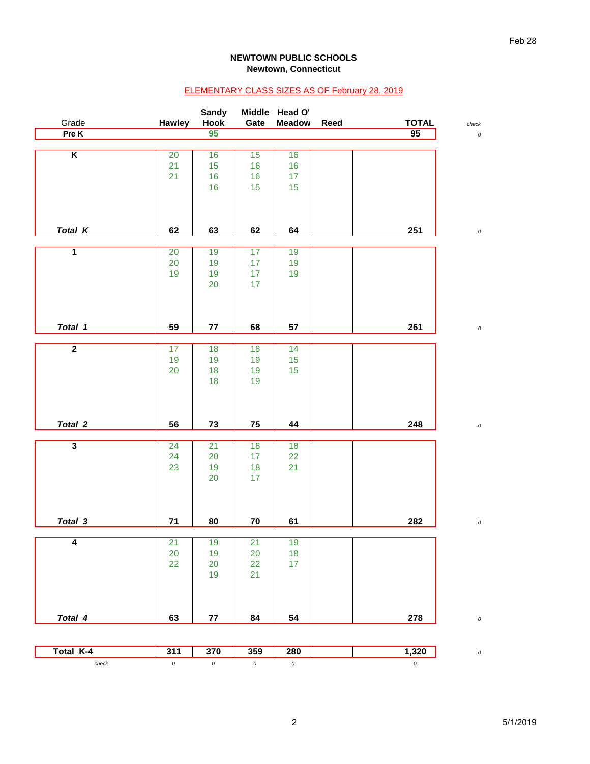**NEWTOWN PUBLIC SCHOOLS**
**Newtown, Connecticut**

ELEMENTARY CLASS SIZES AS OF February 28, 2019

| Grade | Hawley | Sandy Hook | Middle Gate | Head O' Meadow | Reed | TOTAL | check |
|---|---|---|---|---|---|---|---|
| **Pre K** | | 95 | | | | 95 | 0 |
| **K** | 20 | 16 | 15 | 16 | | | |
| | 21 | 15 | 16 | 16 | | | |
| | 21 | 16 | 16 | 17 | | | |
| | | 16 | 15 | 15 | | | |
| ***Total K*** | **62** | **63** | **62** | **64** | | **251** | 0 |
| **1** | 20 | 19 | 17 | 19 | | | |
| | 20 | 19 | 17 | 19 | | | |
| | 19 | 19 | 17 | 19 | | | |
| | | 20 | 17 | | | | |
| ***Total 1*** | **59** | **77** | **68** | **57** | | **261** | 0 |
| **2** | 17 | 18 | 18 | 14 | | | |
| | 19 | 19 | 19 | 15 | | | |
| | 20 | 18 | 19 | 15 | | | |
| | | 18 | 19 | | | | |
| ***Total 2*** | **56** | **73** | **75** | **44** | | **248** | 0 |
| **3** | 24 | 21 | 18 | 18 | | | |
| | 24 | 20 | 17 | 22 | | | |
| | 23 | 19 | 18 | 21 | | | |
| | | 20 | 17 | | | | |
| ***Total 3*** | **71** | **80** | **70** | **61** | | **282** | 0 |
| **4** | 21 | 19 | 21 | 19 | | | |
| | 20 | 19 | 20 | 18 | | | |
| | 22 | 20 | 22 | 17 | | | |
| | | 19 | 21 | | | | |
| ***Total 4*** | **63** | **77** | **84** | **54** | | **278** | 0 |
| **Total K-4** | **311** | **370** | **359** | **280** | | **1,320** | 0 |
| *check* | *0* | *0* | *0* | *0* | | *0* | |